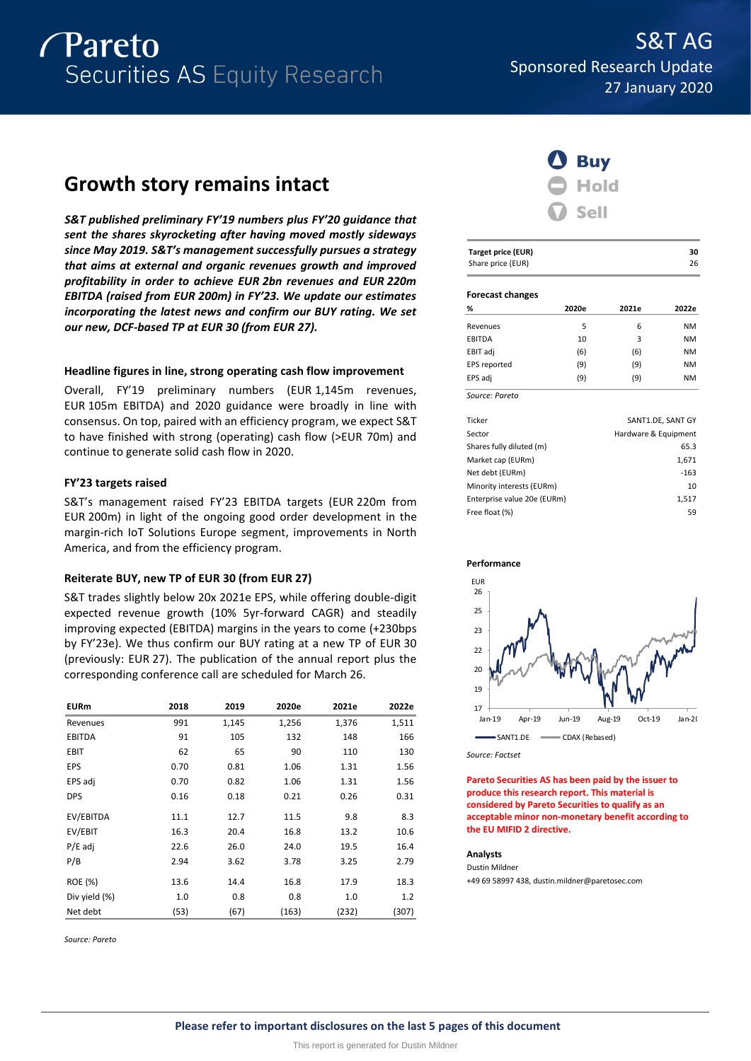# S&T AG

Sponsored Research Update

27 January 2020

## Growth story remains intact

***S&T published preliminary FY'19 numbers plus FY'20 guidance that sent the shares skyrocketing after having moved mostly sideways since May 2019. S&T's management successfully pursues a strategy that aims at external and organic revenues growth and improved profitability in order to achieve EUR 2bn revenues and EUR 220m EBITDA (raised from EUR 200m) in FY'23. We update our estimates incorporating the latest news and confirm our BUY rating. We set our new, DCF-based TP at EUR 30 (from EUR 27).***

### Headline figures in line, strong operating cash flow improvement

Overall, FY'19 preliminary numbers (EUR 1,145m revenues, EUR 105m EBITDA) and 2020 guidance were broadly in line with consensus. On top, paired with an efficiency program, we expect S&T to have finished with strong (operating) cash flow (>EUR 70m) and continue to generate solid cash flow in 2020.

### FY'23 targets raised

S&T's management raised FY'23 EBITDA targets (EUR 220m from EUR 200m) in light of the ongoing good order development in the margin-rich IoT Solutions Europe segment, improvements in North America, and from the efficiency program.

### Reiterate BUY, new TP of EUR 30 (from EUR 27)

S&T trades slightly below 20x 2021e EPS, while offering double-digit expected revenue growth (10% 5yr-forward CAGR) and steadily improving expected (EBITDA) margins in the years to come (+230bps by FY'23e). We thus confirm our BUY rating at a new TP of EUR 30 (previously: EUR 27). The publication of the annual report plus the corresponding conference call are scheduled for March 26.

| EURm | 2018 | 2019 | 2020e | 2021e | 2022e |
|---|---|---|---|---|---|
| Revenues | 991 | 1,145 | 1,256 | 1,376 | 1,511 |
| EBITDA | 91 | 105 | 132 | 148 | 166 |
| EBIT | 62 | 65 | 90 | 110 | 130 |
| EPS | 0.70 | 0.81 | 1.06 | 1.31 | 1.56 |
| EPS adj | 0.70 | 0.82 | 1.06 | 1.31 | 1.56 |
| DPS | 0.16 | 0.18 | 0.21 | 0.26 | 0.31 |
| EV/EBITDA | 11.1 | 12.7 | 11.5 | 9.8 | 8.3 |
| EV/EBIT | 16.3 | 20.4 | 16.8 | 13.2 | 10.6 |
| P/E adj | 22.6 | 26.0 | 24.0 | 19.5 | 16.4 |
| P/B | 2.94 | 3.62 | 3.78 | 3.25 | 2.79 |
| ROE (%) | 13.6 | 14.4 | 16.8 | 17.9 | 18.3 |
| Div yield (%) | 1.0 | 0.8 | 0.8 | 1.0 | 1.2 |
| Net debt | (53) | (67) | (163) | (232) | (307) |

*Source: Pareto*

**Buy** | Hold | Sell

| | |
|---|---|
| **Target price (EUR)** | **30** |
| Share price (EUR) | 26 |

**Forecast changes**

| % | 2020e | 2021e | 2022e |
|---|---|---|---|
| Revenues | 5 | 6 | NM |
| EBITDA | 10 | 3 | NM |
| EBIT adj | (6) | (6) | NM |
| EPS reported | (9) | (9) | NM |
| EPS adj | (9) | (9) | NM |

*Source: Pareto*

| | |
|---|---|
| Ticker | SANT1.DE, SANT GY |
| Sector | Hardware & Equipment |
| Shares fully diluted (m) | 65.3 |
| Market cap (EURm) | 1,671 |
| Net debt (EURm) | -163 |
| Minority interests (EURm) | 10 |
| Enterprise value 20e (EURm) | 1,517 |
| Free float (%) | 59 |

**Performance**

*Source: Factset*

**Pareto Securities AS has been paid by the issuer to produce this research report. This material is considered by Pareto Securities to qualify as an acceptable minor non-monetary benefit according to the EU MIFID 2 directive.**

**Analysts**

Dustin Mildner

+49 69 58997 438, dustin.mildner@paretosec.com

**Please refer to important disclosures on the last 5 pages of this document**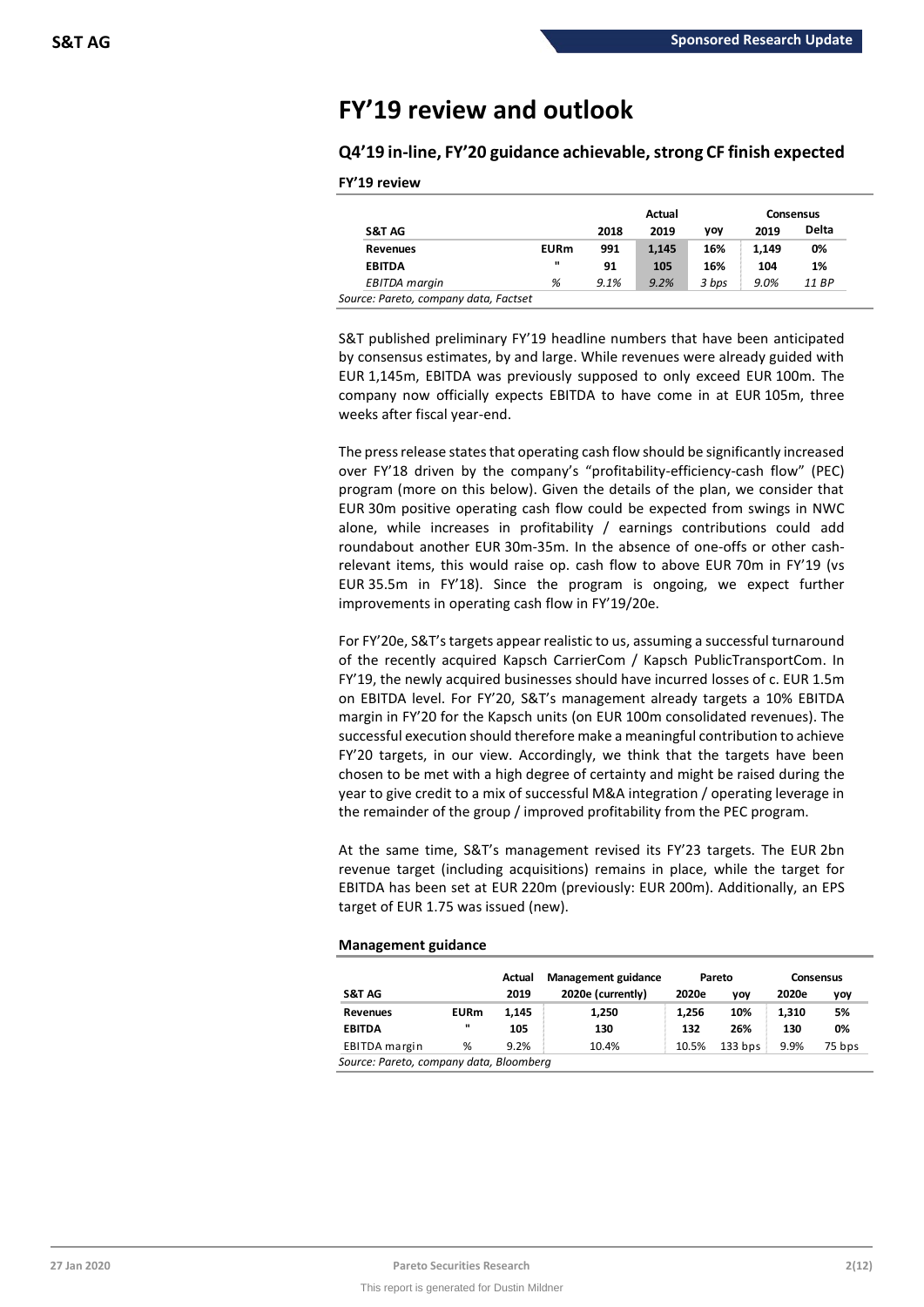# FY'19 review and outlook

## Q4'19 in-line, FY'20 guidance achievable, strong CF finish expected

### FY'19 review

| S&T AG | | 2018 | Actual 2019 | yoy | Consensus 2019 | Delta |
|---|---|---|---|---|---|---|
| **Revenues** | **EURm** | **991** | **1,145** | **16%** | **1,149** | **0%** |
| **EBITDA** | **"** | **91** | **105** | **16%** | **104** | **1%** |
| *EBITDA margin* | *%* | *9.1%* | *9.2%* | *3 bps* | *9.0%* | *11 BP* |

*Source: Pareto, company data, Factset*

S&T published preliminary FY'19 headline numbers that have been anticipated by consensus estimates, by and large. While revenues were already guided with EUR 1,145m, EBITDA was previously supposed to only exceed EUR 100m. The company now officially expects EBITDA to have come in at EUR 105m, three weeks after fiscal year-end.

The press release states that operating cash flow should be significantly increased over FY'18 driven by the company's "profitability-efficiency-cash flow" (PEC) program (more on this below). Given the details of the plan, we consider that EUR 30m positive operating cash flow could be expected from swings in NWC alone, while increases in profitability / earnings contributions could add roundabout another EUR 30m-35m. In the absence of one-offs or other cash-relevant items, this would raise op. cash flow to above EUR 70m in FY'19 (vs EUR 35.5m in FY'18). Since the program is ongoing, we expect further improvements in operating cash flow in FY'19/20e.

For FY'20e, S&T's targets appear realistic to us, assuming a successful turnaround of the recently acquired Kapsch CarrierCom / Kapsch PublicTransportCom. In FY'19, the newly acquired businesses should have incurred losses of c. EUR 1.5m on EBITDA level. For FY'20, S&T's management already targets a 10% EBITDA margin in FY'20 for the Kapsch units (on EUR 100m consolidated revenues). The successful execution should therefore make a meaningful contribution to achieve FY'20 targets, in our view. Accordingly, we think that the targets have been chosen to be met with a high degree of certainty and might be raised during the year to give credit to a mix of successful M&A integration / operating leverage in the remainder of the group / improved profitability from the PEC program.

At the same time, S&T's management revised its FY'23 targets. The EUR 2bn revenue target (including acquisitions) remains in place, while the target for EBITDA has been set at EUR 220m (previously: EUR 200m). Additionally, an EPS target of EUR 1.75 was issued (new).

### Management guidance

| S&T AG | | Actual 2019 | Management guidance 2020e (currently) | Pareto 2020e | Pareto yoy | Consensus 2020e | Consensus yoy |
|---|---|---|---|---|---|---|---|
| **Revenues** | **EURm** | **1,145** | **1,250** | **1,256** | **10%** | **1,310** | **5%** |
| **EBITDA** | **"** | **105** | **130** | **132** | **26%** | **130** | **0%** |
| EBITDA margin | % | 9.2% | 10.4% | 10.5% | 133 bps | 9.9% | 75 bps |

*Source: Pareto, company data, Bloomberg*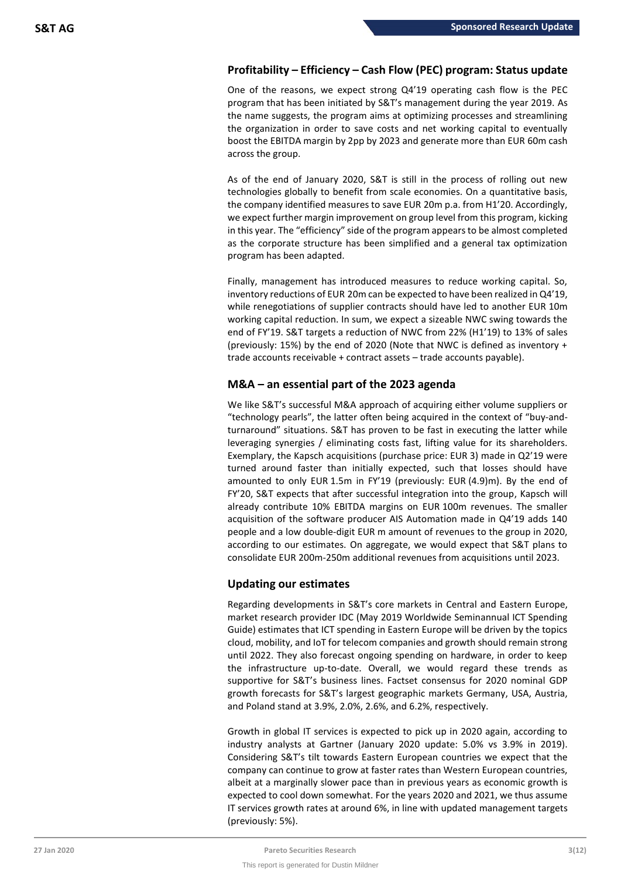## Profitability – Efficiency – Cash Flow (PEC) program: Status update

One of the reasons, we expect strong Q4'19 operating cash flow is the PEC program that has been initiated by S&T's management during the year 2019. As the name suggests, the program aims at optimizing processes and streamlining the organization in order to save costs and net working capital to eventually boost the EBITDA margin by 2pp by 2023 and generate more than EUR 60m cash across the group.

As of the end of January 2020, S&T is still in the process of rolling out new technologies globally to benefit from scale economies. On a quantitative basis, the company identified measures to save EUR 20m p.a. from H1'20. Accordingly, we expect further margin improvement on group level from this program, kicking in this year. The "efficiency" side of the program appears to be almost completed as the corporate structure has been simplified and a general tax optimization program has been adapted.

Finally, management has introduced measures to reduce working capital. So, inventory reductions of EUR 20m can be expected to have been realized in Q4'19, while renegotiations of supplier contracts should have led to another EUR 10m working capital reduction. In sum, we expect a sizeable NWC swing towards the end of FY'19. S&T targets a reduction of NWC from 22% (H1'19) to 13% of sales (previously: 15%) by the end of 2020 (Note that NWC is defined as inventory + trade accounts receivable + contract assets – trade accounts payable).

## M&A – an essential part of the 2023 agenda

We like S&T's successful M&A approach of acquiring either volume suppliers or "technology pearls", the latter often being acquired in the context of "buy-and-turnaround" situations. S&T has proven to be fast in executing the latter while leveraging synergies / eliminating costs fast, lifting value for its shareholders. Exemplary, the Kapsch acquisitions (purchase price: EUR 3) made in Q2'19 were turned around faster than initially expected, such that losses should have amounted to only EUR 1.5m in FY'19 (previously: EUR (4.9)m). By the end of FY'20, S&T expects that after successful integration into the group, Kapsch will already contribute 10% EBITDA margins on EUR 100m revenues. The smaller acquisition of the software producer AIS Automation made in Q4'19 adds 140 people and a low double-digit EUR m amount of revenues to the group in 2020, according to our estimates. On aggregate, we would expect that S&T plans to consolidate EUR 200m-250m additional revenues from acquisitions until 2023.

## Updating our estimates

Regarding developments in S&T's core markets in Central and Eastern Europe, market research provider IDC (May 2019 Worldwide Seminannual ICT Spending Guide) estimates that ICT spending in Eastern Europe will be driven by the topics cloud, mobility, and IoT for telecom companies and growth should remain strong until 2022. They also forecast ongoing spending on hardware, in order to keep the infrastructure up-to-date. Overall, we would regard these trends as supportive for S&T's business lines. Factset consensus for 2020 nominal GDP growth forecasts for S&T's largest geographic markets Germany, USA, Austria, and Poland stand at 3.9%, 2.0%, 2.6%, and 6.2%, respectively.

Growth in global IT services is expected to pick up in 2020 again, according to industry analysts at Gartner (January 2020 update: 5.0% vs 3.9% in 2019). Considering S&T's tilt towards Eastern European countries we expect that the company can continue to grow at faster rates than Western European countries, albeit at a marginally slower pace than in previous years as economic growth is expected to cool down somewhat. For the years 2020 and 2021, we thus assume IT services growth rates at around 6%, in line with updated management targets (previously: 5%).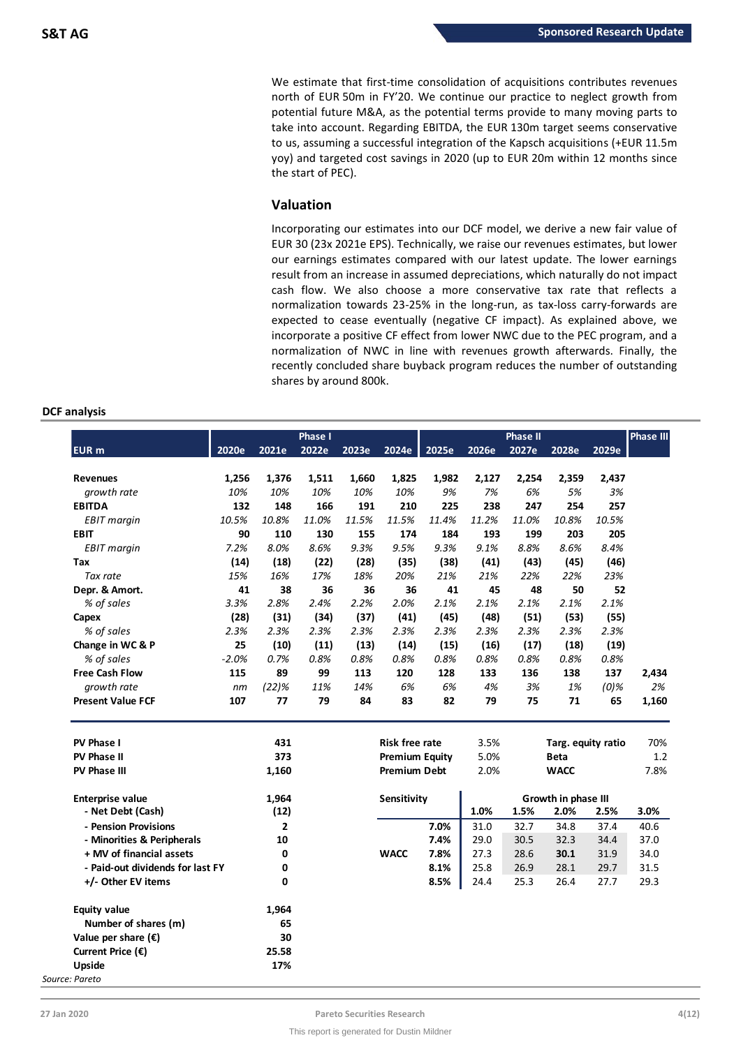We estimate that first-time consolidation of acquisitions contributes revenues north of EUR 50m in FY'20. We continue our practice to neglect growth from potential future M&A, as the potential terms provide to many moving parts to take into account. Regarding EBITDA, the EUR 130m target seems conservative to us, assuming a successful integration of the Kapsch acquisitions (+EUR 11.5m yoy) and targeted cost savings in 2020 (up to EUR 20m within 12 months since the start of PEC).

## Valuation

Incorporating our estimates into our DCF model, we derive a new fair value of EUR 30 (23x 2021e EPS). Technically, we raise our revenues estimates, but lower our earnings estimates compared with our latest update. The lower earnings result from an increase in assumed depreciations, which naturally do not impact cash flow. We also choose a more conservative tax rate that reflects a normalization towards 23-25% in the long-run, as tax-loss carry-forwards are expected to cease eventually (negative CF impact). As explained above, we incorporate a positive CF effect from lower NWC due to the PEC program, and a normalization of NWC in line with revenues growth afterwards. Finally, the recently concluded share buyback program reduces the number of outstanding shares by around 800k.

**DCF analysis**

| EUR m | Phase I | | | | | Phase II | | | | | Phase III |
|---|---|---|---|---|---|---|---|---|---|---|---|
| | 2020e | 2021e | 2022e | 2023e | 2024e | 2025e | 2026e | 2027e | 2028e | 2029e | |
| **Revenues** | **1,256** | **1,376** | **1,511** | **1,660** | **1,825** | **1,982** | **2,127** | **2,254** | **2,359** | **2,437** | |
| *growth rate* | *10%* | *10%* | *10%* | *10%* | *10%* | *9%* | *7%* | *6%* | *5%* | *3%* | |
| **EBITDA** | **132** | **148** | **166** | **191** | **210** | **225** | **238** | **247** | **254** | **257** | |
| *EBIT margin* | *10.5%* | *10.8%* | *11.0%* | *11.5%* | *11.5%* | *11.4%* | *11.2%* | *11.0%* | *10.8%* | *10.5%* | |
| **EBIT** | **90** | **110** | **130** | **155** | **174** | **184** | **193** | **199** | **203** | **205** | |
| *EBIT margin* | *7.2%* | *8.0%* | *8.6%* | *9.3%* | *9.5%* | *9.3%* | *9.1%* | *8.8%* | *8.6%* | *8.4%* | |
| **Tax** | **(14)** | **(18)** | **(22)** | **(28)** | **(35)** | **(38)** | **(41)** | **(43)** | **(45)** | **(46)** | |
| *Tax rate* | *15%* | *16%* | *17%* | *18%* | *20%* | *21%* | *21%* | *22%* | *22%* | *23%* | |
| **Depr. & Amort.** | **41** | **38** | **36** | **36** | **36** | **41** | **45** | **48** | **50** | **52** | |
| *% of sales* | *3.3%* | *2.8%* | *2.4%* | *2.2%* | *2.0%* | *2.1%* | *2.1%* | *2.1%* | *2.1%* | *2.1%* | |
| **Capex** | **(28)** | **(31)** | **(34)** | **(37)** | **(41)** | **(45)** | **(48)** | **(51)** | **(53)** | **(55)** | |
| *% of sales* | *2.3%* | *2.3%* | *2.3%* | *2.3%* | *2.3%* | *2.3%* | *2.3%* | *2.3%* | *2.3%* | *2.3%* | |
| **Change in WC & P** | **25** | **(10)** | **(11)** | **(13)** | **(14)** | **(15)** | **(16)** | **(17)** | **(18)** | **(19)** | |
| *% of sales* | *-2.0%* | *0.7%* | *0.8%* | *0.8%* | *0.8%* | *0.8%* | *0.8%* | *0.8%* | *0.8%* | *0.8%* | |
| **Free Cash Flow** | **115** | **89** | **99** | **113** | **120** | **128** | **133** | **136** | **138** | **137** | **2,434** |
| *growth rate* | *nm* | *(22)%* | *11%* | *14%* | *6%* | *6%* | *4%* | *3%* | *1%* | *(0)%* | *2%* |
| **Present Value FCF** | **107** | **77** | **79** | **84** | **83** | **82** | **79** | **75** | **71** | **65** | **1,160** |

| | |
|---|---|
| **PV Phase I** | 431 |
| **PV Phase II** | 373 |
| **PV Phase III** | 1,160 |
| **Enterprise value** | 1,964 |
| **- Net Debt (Cash)** | (12) |
| **- Pension Provisions** | 2 |
| **- Minorities & Peripherals** | 10 |
| **+ MV of financial assets** | 0 |
| **- Paid-out dividends for last FY** | 0 |
| **+/- Other EV items** | 0 |
| **Equity value** | 1,964 |
| **Number of shares (m)** | 65 |
| **Value per share (€)** | 30 |
| **Current Price (€)** | 25.58 |
| **Upside** | 17% |

| | | | |
|---|---|---|---|
| **Risk free rate** | 3.5% | **Targ. equity ratio** | 70% |
| **Premium Equity** | 5.0% | **Beta** | 1.2 |
| **Premium Debt** | 2.0% | **WACC** | 7.8% |

| **Sensitivity** | | Growth in phase III | | | | |
|---|---|---|---|---|---|---|
| | | 1.0% | 1.5% | 2.0% | 2.5% | 3.0% |
| | 7.0% | 31.0 | 32.7 | 34.8 | 37.4 | 40.6 |
| | 7.4% | 29.0 | 30.5 | 32.3 | 34.4 | 37.0 |
| **WACC** | 7.8% | 27.3 | 28.6 | **30.1** | 31.9 | 34.0 |
| | 8.1% | 25.8 | 26.9 | 28.1 | 29.7 | 31.5 |
| | 8.5% | 24.4 | 25.3 | 26.4 | 27.7 | 29.3 |

*Source: Pareto*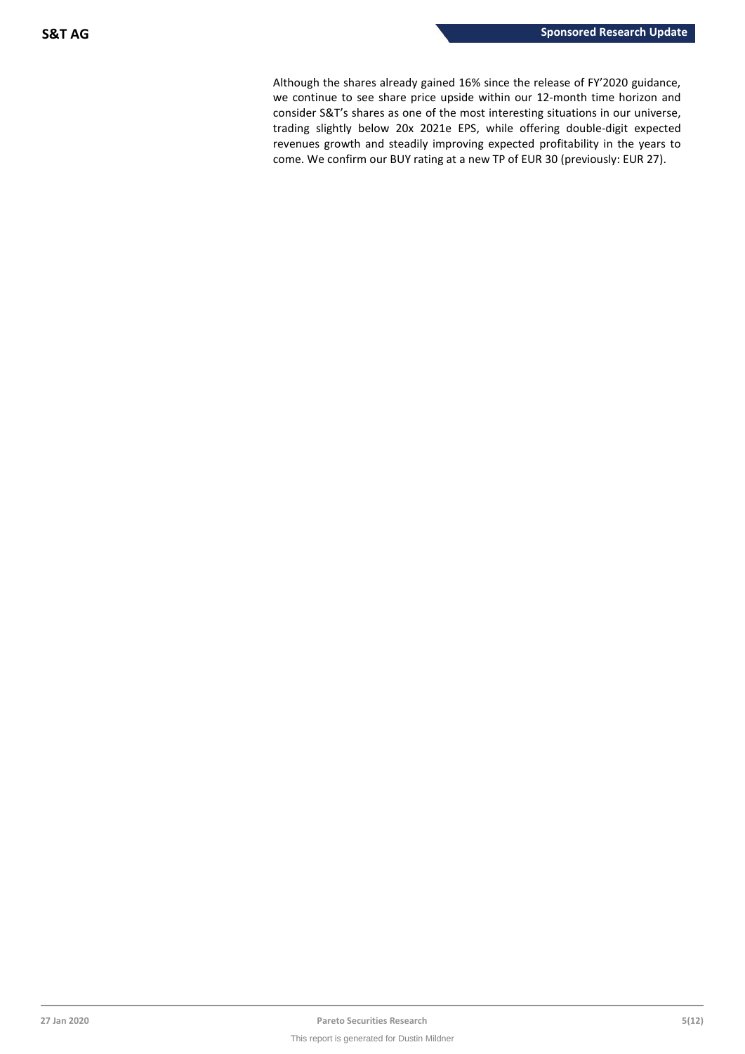Although the shares already gained 16% since the release of FY'2020 guidance, we continue to see share price upside within our 12-month time horizon and consider S&T's shares as one of the most interesting situations in our universe, trading slightly below 20x 2021e EPS, while offering double-digit expected revenues growth and steadily improving expected profitability in the years to come. We confirm our BUY rating at a new TP of EUR 30 (previously: EUR 27).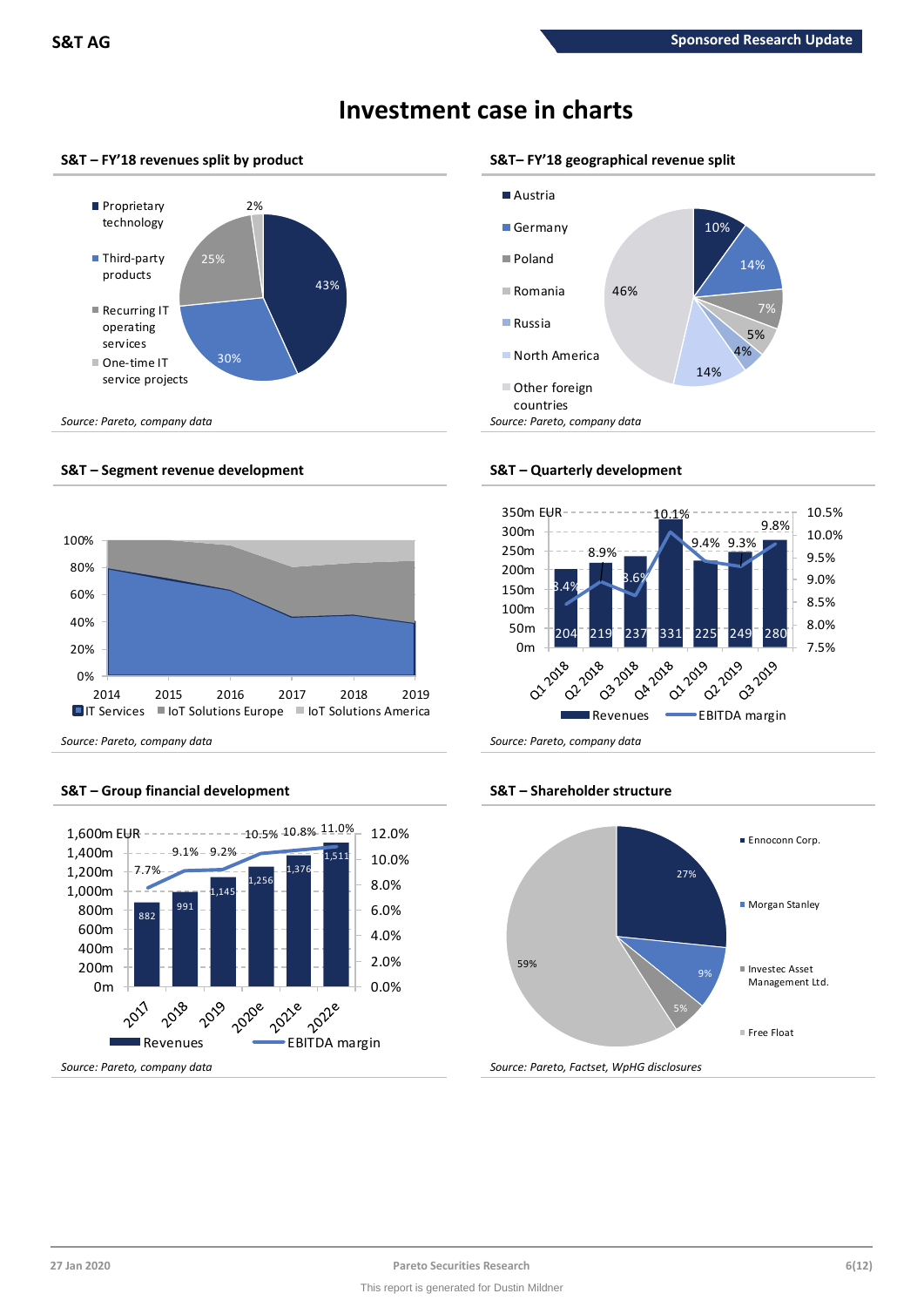# Investment case in charts

### S&T – FY'18 revenues split by product

- Proprietary technology: 43%
- Third-party products: 30%
- Recurring IT operating services: 25%
- One-time IT service projects: 2%

*Source: Pareto, company data*

### S&T– FY'18 geographical revenue split

- Austria: 10%
- Germany: 14%
- Poland: 7%
- Romania: 5%
- Russia: 4%
- North America: 14%
- Other foreign countries: 46%

*Source: Pareto, company data*

### S&T – Segment revenue development

Legend: IT Services, IoT Solutions Europe, IoT Solutions America

Years: 2014, 2015, 2016, 2017, 2018, 2019 (0%–100%)

*Source: Pareto, company data*

### S&T – Quarterly development

| | Q1 2018 | Q2 2018 | Q3 2018 | Q4 2018 | Q1 2019 | Q2 2019 | Q3 2019 |
|---|---|---|---|---|---|---|---|
| Revenues (EUR m) | 204 | 219 | 237 | 331 | 225 | 249 | 280 |
| EBITDA margin | 8.4% | 8.9% | 8.6% | 10.1% | 9.4% | 9.3% | 9.8% |

*Source: Pareto, company data*

### S&T – Group financial development

| | 2017 | 2018 | 2019 | 2020e | 2021e | 2022e |
|---|---|---|---|---|---|---|
| Revenues (EUR m) | 882 | 991 | 1,145 | 1,256 | 1,376 | 1,511 |
| EBITDA margin | 7.7% | 9.1% | 9.2% | 10.5% | 10.8% | 11.0% |

*Source: Pareto, company data*

### S&T – Shareholder structure

- Ennoconn Corp.: 27%
- Morgan Stanley: 9%
- Investec Asset Management Ltd.: 5%
- Free Float: 59%

*Source: Pareto, Factset, WpHG disclosures*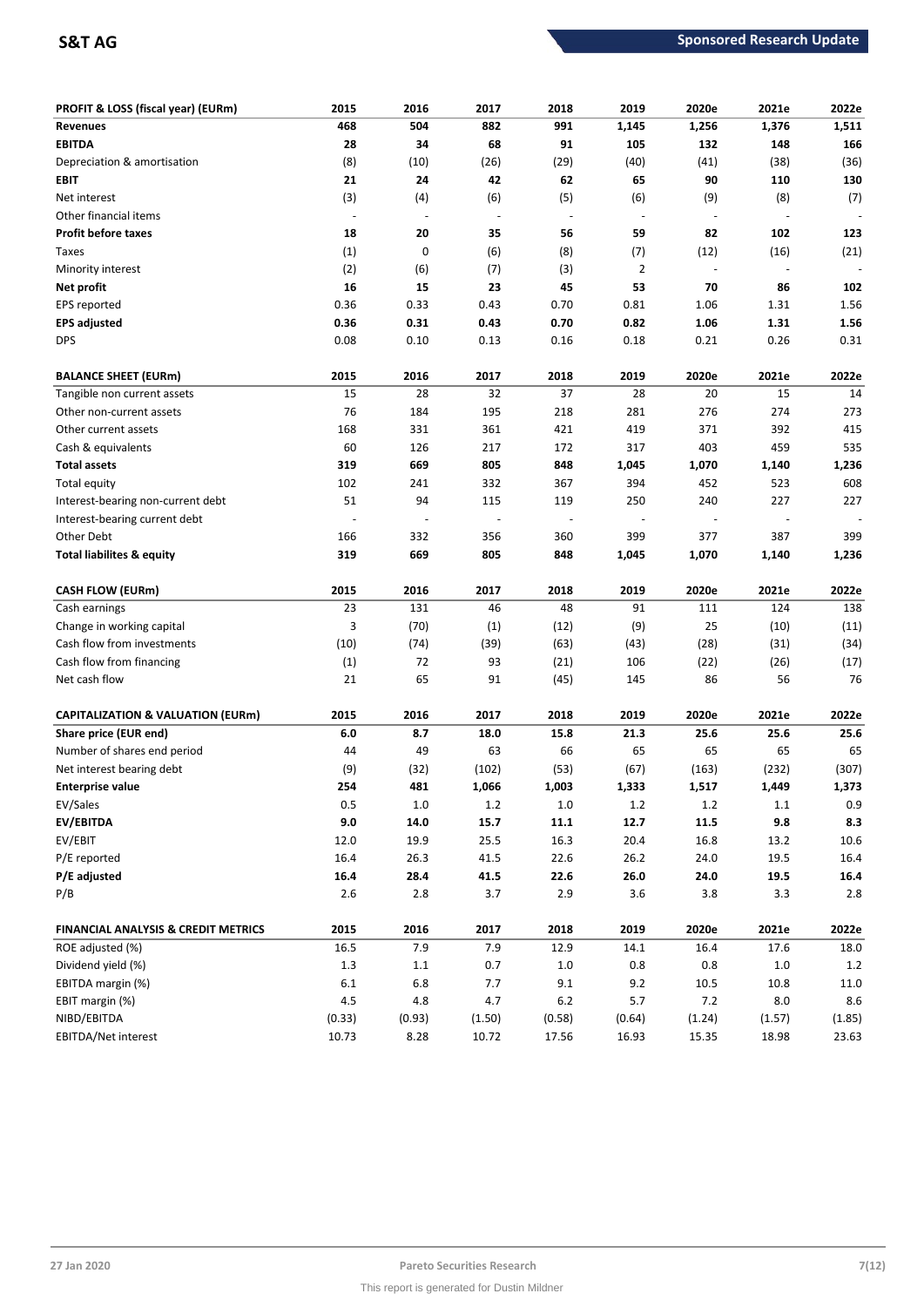| PROFIT & LOSS (fiscal year) (EURm) | 2015 | 2016 | 2017 | 2018 | 2019 | 2020e | 2021e | 2022e |
|---|---|---|---|---|---|---|---|---|
| **Revenues** | **468** | **504** | **882** | **991** | **1,145** | **1,256** | **1,376** | **1,511** |
| **EBITDA** | **28** | **34** | **68** | **91** | **105** | **132** | **148** | **166** |
| Depreciation & amortisation | (8) | (10) | (26) | (29) | (40) | (41) | (38) | (36) |
| **EBIT** | **21** | **24** | **42** | **62** | **65** | **90** | **110** | **130** |
| Net interest | (3) | (4) | (6) | (5) | (6) | (9) | (8) | (7) |
| Other financial items | - | - | - | - | - | - | - | - |
| **Profit before taxes** | **18** | **20** | **35** | **56** | **59** | **82** | **102** | **123** |
| Taxes | (1) | 0 | (6) | (8) | (7) | (12) | (16) | (21) |
| Minority interest | (2) | (6) | (7) | (3) | 2 | - | - | - |
| **Net profit** | **16** | **15** | **23** | **45** | **53** | **70** | **86** | **102** |
| EPS reported | 0.36 | 0.33 | 0.43 | 0.70 | 0.81 | 1.06 | 1.31 | 1.56 |
| **EPS adjusted** | **0.36** | **0.31** | **0.43** | **0.70** | **0.82** | **1.06** | **1.31** | **1.56** |
| DPS | 0.08 | 0.10 | 0.13 | 0.16 | 0.18 | 0.21 | 0.26 | 0.31 |

| BALANCE SHEET (EURm) | 2015 | 2016 | 2017 | 2018 | 2019 | 2020e | 2021e | 2022e |
|---|---|---|---|---|---|---|---|---|
| Tangible non current assets | 15 | 28 | 32 | 37 | 28 | 20 | 15 | 14 |
| Other non-current assets | 76 | 184 | 195 | 218 | 281 | 276 | 274 | 273 |
| Other current assets | 168 | 331 | 361 | 421 | 419 | 371 | 392 | 415 |
| Cash & equivalents | 60 | 126 | 217 | 172 | 317 | 403 | 459 | 535 |
| **Total assets** | **319** | **669** | **805** | **848** | **1,045** | **1,070** | **1,140** | **1,236** |
| Total equity | 102 | 241 | 332 | 367 | 394 | 452 | 523 | 608 |
| Interest-bearing non-current debt | 51 | 94 | 115 | 119 | 250 | 240 | 227 | 227 |
| Interest-bearing current debt | - | - | - | - | - | - | - | - |
| Other Debt | 166 | 332 | 356 | 360 | 399 | 377 | 387 | 399 |
| **Total liabilites & equity** | **319** | **669** | **805** | **848** | **1,045** | **1,070** | **1,140** | **1,236** |

| CASH FLOW (EURm) | 2015 | 2016 | 2017 | 2018 | 2019 | 2020e | 2021e | 2022e |
|---|---|---|---|---|---|---|---|---|
| Cash earnings | 23 | 131 | 46 | 48 | 91 | 111 | 124 | 138 |
| Change in working capital | 3 | (70) | (1) | (12) | (9) | 25 | (10) | (11) |
| Cash flow from investments | (10) | (74) | (39) | (63) | (43) | (28) | (31) | (34) |
| Cash flow from financing | (1) | 72 | 93 | (21) | 106 | (22) | (26) | (17) |
| Net cash flow | 21 | 65 | 91 | (45) | 145 | 86 | 56 | 76 |

| CAPITALIZATION & VALUATION (EURm) | 2015 | 2016 | 2017 | 2018 | 2019 | 2020e | 2021e | 2022e |
|---|---|---|---|---|---|---|---|---|
| **Share price (EUR end)** | **6.0** | **8.7** | **18.0** | **15.8** | **21.3** | **25.6** | **25.6** | **25.6** |
| Number of shares end period | 44 | 49 | 63 | 66 | 65 | 65 | 65 | 65 |
| Net interest bearing debt | (9) | (32) | (102) | (53) | (67) | (163) | (232) | (307) |
| **Enterprise value** | **254** | **481** | **1,066** | **1,003** | **1,333** | **1,517** | **1,449** | **1,373** |
| EV/Sales | 0.5 | 1.0 | 1.2 | 1.0 | 1.2 | 1.2 | 1.1 | 0.9 |
| **EV/EBITDA** | **9.0** | **14.0** | **15.7** | **11.1** | **12.7** | **11.5** | **9.8** | **8.3** |
| EV/EBIT | 12.0 | 19.9 | 25.5 | 16.3 | 20.4 | 16.8 | 13.2 | 10.6 |
| P/E reported | 16.4 | 26.3 | 41.5 | 22.6 | 26.2 | 24.0 | 19.5 | 16.4 |
| **P/E adjusted** | **16.4** | **28.4** | **41.5** | **22.6** | **26.0** | **24.0** | **19.5** | **16.4** |
| P/B | 2.6 | 2.8 | 3.7 | 2.9 | 3.6 | 3.8 | 3.3 | 2.8 |

| FINANCIAL ANALYSIS & CREDIT METRICS | 2015 | 2016 | 2017 | 2018 | 2019 | 2020e | 2021e | 2022e |
|---|---|---|---|---|---|---|---|---|
| ROE adjusted (%) | 16.5 | 7.9 | 7.9 | 12.9 | 14.1 | 16.4 | 17.6 | 18.0 |
| Dividend yield (%) | 1.3 | 1.1 | 0.7 | 1.0 | 0.8 | 0.8 | 1.0 | 1.2 |
| EBITDA margin (%) | 6.1 | 6.8 | 7.7 | 9.1 | 9.2 | 10.5 | 10.8 | 11.0 |
| EBIT margin (%) | 4.5 | 4.8 | 4.7 | 6.2 | 5.7 | 7.2 | 8.0 | 8.6 |
| NIBD/EBITDA | (0.33) | (0.93) | (1.50) | (0.58) | (0.64) | (1.24) | (1.57) | (1.85) |
| EBITDA/Net interest | 10.73 | 8.28 | 10.72 | 17.56 | 16.93 | 15.35 | 18.98 | 23.63 |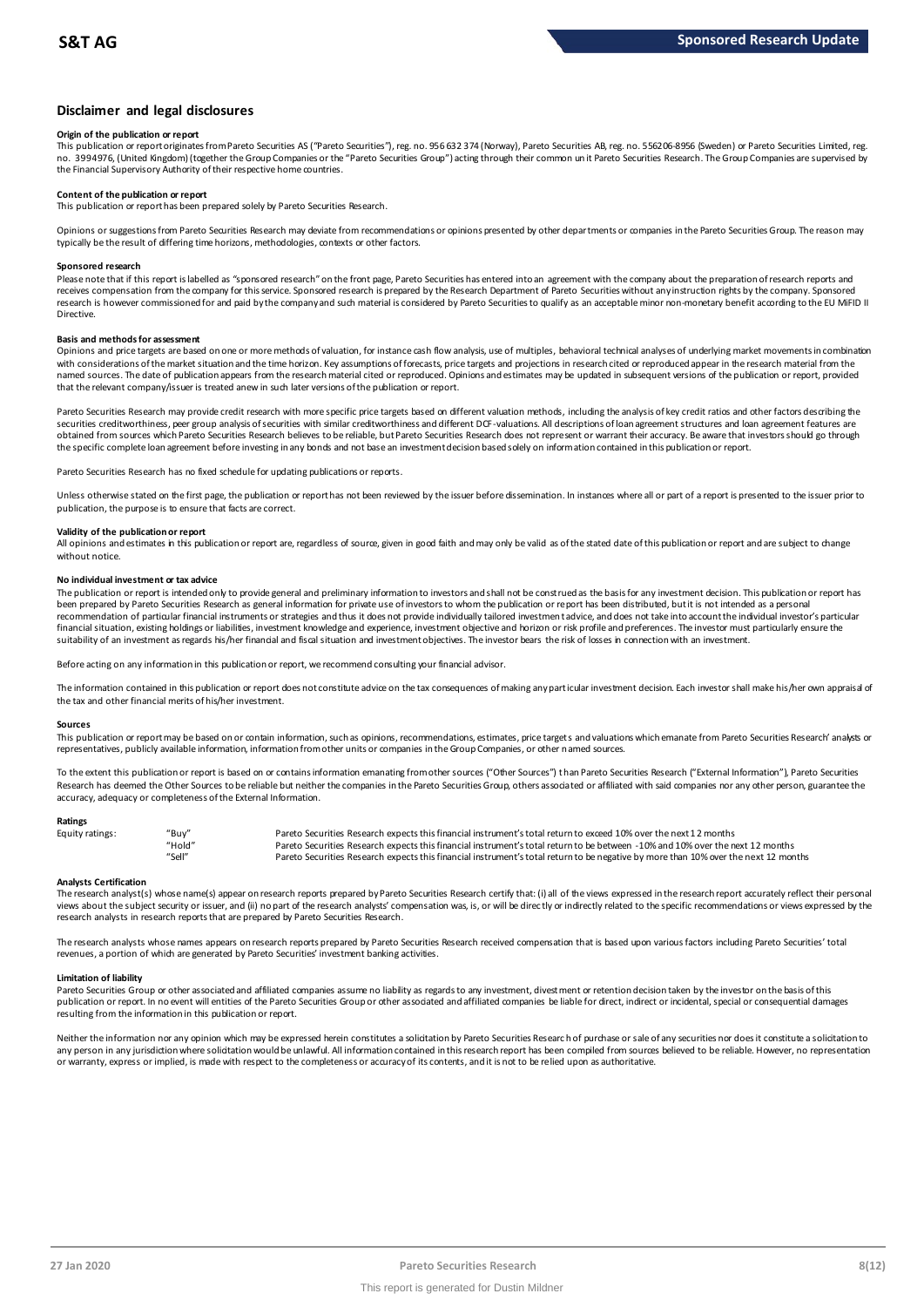## Disclaimer and legal disclosures

### Origin of the publication or report

This publication or report originates from Pareto Securities AS ("Pareto Securities"), reg. no. 956 632 374 (Norway), Pareto Securities AB, reg. no. 556206-8956 (Sweden) or Pareto Securities Limited, reg. no. 3994976, (United Kingdom) (together the Group Companies or the "Pareto Securities Group") acting through their common unit Pareto Securities Research. The Group Companies are supervised by the Financial Supervisory Authority of their respective home countries.

### Content of the publication or report

This publication or report has been prepared solely by Pareto Securities Research.

Opinions or suggestions from Pareto Securities Research may deviate from recommendations or opinions presented by other departments or companies in the Pareto Securities Group. The reason may typically be the result of differing time horizons, methodologies, contexts or other factors.

### Sponsored research

Please note that if this report is labelled as "sponsored research" on the front page, Pareto Securities has entered into an agreement with the company about the preparation of research reports and receives compensation from the company for this service. Sponsored research is prepared by the Research Department of Pareto Securities without any instruction rights by the company. Sponsored research is however commissioned for and paid by the company and such material is considered by Pareto Securities to qualify as an acceptable minor non-monetary benefit according to the EU MiFID II Directive.

### Basis and methods for assessment

Opinions and price targets are based on one or more methods of valuation, for instance cash flow analysis, use of multiples, behavioral technical analyses of underlying market movements in combination with considerations of the market situation and the time horizon. Key assumptions of forecasts, price targets and projections in research cited or reproduced appear in the research material from the named sources. The date of publication appears from the research material cited or reproduced. Opinions and estimates may be updated in subsequent versions of the publication or report, provided that the relevant company/issuer is treated anew in such later versions of the publication or report.

Pareto Securities Research may provide credit research with more specific price targets based on different valuation methods, including the analysis of key credit ratios and other factors describing the securities creditworthiness, peer group analysis of securities with similar creditworthiness and different DCF-valuations. All descriptions of loan agreement structures and loan agreement features are obtained from sources which Pareto Securities Research believes to be reliable, but Pareto Securities Research does not represent or warrant their accuracy. Be aware that investors should go through the specific complete loan agreement before investing in any bonds and not base an investment decision based solely on information contained in this publication or report.

Pareto Securities Research has no fixed schedule for updating publications or reports.

Unless otherwise stated on the first page, the publication or report has not been reviewed by the issuer before dissemination. In instances where all or part of a report is presented to the issuer prior to publication, the purpose is to ensure that facts are correct.

### Validity of the publication or report

All opinions and estimates in this publication or report are, regardless of source, given in good faith and may only be valid as of the stated date of this publication or report and are subject to change without notice.

### No individual investment or tax advice

The publication or report is intended only to provide general and preliminary information to investors and shall not be construed as the basis for any investment decision. This publication or report has been prepared by Pareto Securities Research as general information for private use of investors to whom the publication or report has been distributed, but it is not intended as a personal recommendation of particular financial instruments or strategies and thus it does not provide individually tailored investment advice, and does not take into account the individual investor's particular financial situation, existing holdings or liabilities, investment knowledge and experience, investment objective and horizon or risk profile and preferences. The investor must particularly ensure the suitability of an investment as regards his/her financial and fiscal situation and investment objectives. The investor bears the risk of losses in connection with an investment.

Before acting on any information in this publication or report, we recommend consulting your financial advisor.

The information contained in this publication or report does not constitute advice on the tax consequences of making any particular investment decision. Each investor shall make his/her own appraisal of the tax and other financial merits of his/her investment.

### Sources

This publication or report may be based on or contain information, such as opinions, recommendations, estimates, price targets and valuations which emanate from Pareto Securities Research' analysts or representatives, publicly available information, information from other units or companies in the Group Companies, or other named sources.

To the extent this publication or report is based on or contains information emanating from other sources ("Other Sources") than Pareto Securities Research ("External Information"), Pareto Securities Research has deemed the Other Sources to be reliable but neither the companies in the Pareto Securities Group, others associated or affiliated with said companies nor any other person, guarantee the accuracy, adequacy or completeness of the External Information.

### Ratings

| Equity ratings: | "Buy" | Pareto Securities Research expects this financial instrument's total return to exceed 10% over the next 12 months |
|---|---|---|
| | "Hold" | Pareto Securities Research expects this financial instrument's total return to be between -10% and 10% over the next 12 months |
| | "Sell" | Pareto Securities Research expects this financial instrument's total return to be negative by more than 10% over the next 12 months |

### Analysts Certification

The research analyst(s) whose name(s) appear on research reports prepared by Pareto Securities Research certify that: (i) all of the views expressed in the research report accurately reflect their personal views about the subject security or issuer, and (ii) no part of the research analysts' compensation was, is, or will be directly or indirectly related to the specific recommendations or views expressed by the research analysts in research reports that are prepared by Pareto Securities Research.

The research analysts whose names appears on research reports prepared by Pareto Securities Research received compensation that is based upon various factors including Pareto Securities' total revenues, a portion of which are generated by Pareto Securities' investment banking activities.

### Limitation of liability

Pareto Securities Group or other associated and affiliated companies assume no liability as regards to any investment, divestment or retention decision taken by the investor on the basis of this publication or report. In no event will entities of the Pareto Securities Group or other associated and affiliated companies be liable for direct, indirect or incidental, special or consequential damages resulting from the information in this publication or report.

Neither the information nor any opinion which may be expressed herein constitutes a solicitation by Pareto Securities Research of purchase or sale of any securities nor does it constitute a solicitation to any person in any jurisdiction where solicitation would be unlawful. All information contained in this research report has been compiled from sources believed to be reliable. However, no representation or warranty, express or implied, is made with respect to the completeness or accuracy of its contents, and it is not to be relied upon as authoritative.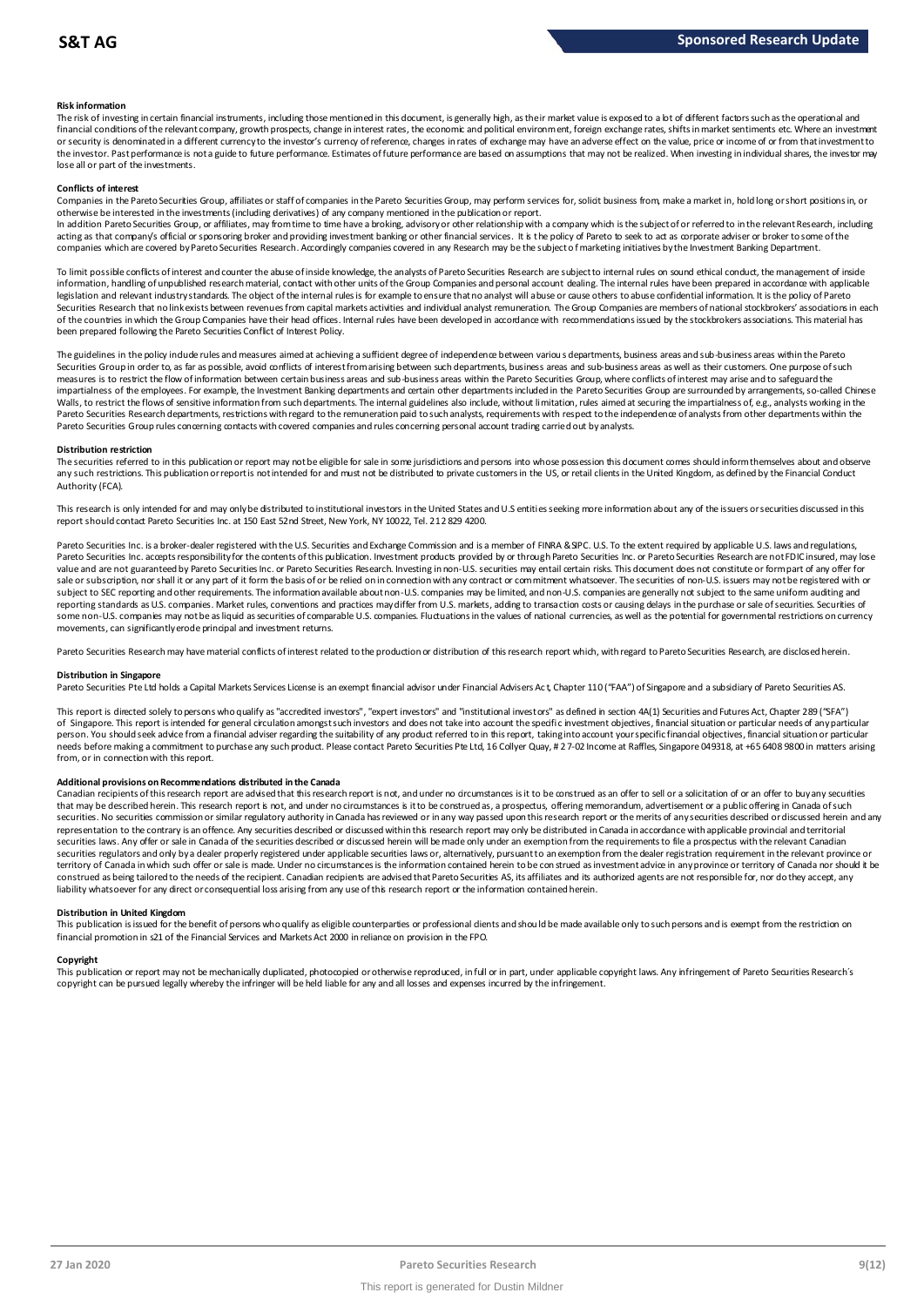#### Risk information

The risk of investing in certain financial instruments, including those mentioned in this document, is generally high, as their market value is exposed to a lot of different factors such as the operational and financial conditions of the relevant company, growth prospects, change in interest rates, the economic and political environment, foreign exchange rates, shifts in market sentiments etc. Where an investment or security is denominated in a different currency to the investor's currency of reference, changes in rates of exchange may have an adverse effect on the value, price or income of or from that investment to the investor. Past performance is not a guide to future performance. Estimates of future performance are based on assumptions that may not be realized. When investing in individual shares, the investor may lose all or part of the investments.

#### Conflicts of interest

Companies in the Pareto Securities Group, affiliates or staff of companies in the Pareto Securities Group, may perform services for, solicit business from, make a market in, hold long or short positions in, or otherwise be interested in the investments (including derivatives) of any company mentioned in the publication or report.

In addition Pareto Securities Group, or affiliates, may from time to time have a broking, advisory or other relationship with a company which is the subject of or referred to in the relevant Research, including acting as that company's official or sponsoring broker and providing investment banking or other financial services. It is the policy of Pareto to seek to act as corporate adviser or broker to some of the companies which are covered by Pareto Securities Research. Accordingly companies covered in any Research may be the subject of marketing initiatives by the Investment Banking Department.

To limit possible conflicts of interest and counter the abuse of inside knowledge, the analysts of Pareto Securities Research are subject to internal rules on sound ethical conduct, the management of inside information, handling of unpublished research material, contact with other units of the Group Companies and personal account dealing. The internal rules have been prepared in accordance with applicable legislation and relevant industry standards. The object of the internal rules is for example to ensure that no analyst will abuse or cause others to abuse confidential information. It is the policy of Pareto Securities Research that no link exists between revenues from capital markets activities and individual analyst remuneration. The Group Companies are members of national stockbrokers' associations in each of the countries in which the Group Companies have their head offices. Internal rules have been developed in accordance with recommendations issued by the stockbrokers associations. This material has been prepared following the Pareto Securities Conflict of Interest Policy.

The guidelines in the policy include rules and measures aimed at achieving a sufficient degree of independence between various departments, business areas and sub-business areas within the Pareto Securities Group in order to, as far as possible, avoid conflicts of interest from arising between such departments, business areas and sub-business areas as well as their customers. One purpose of such measures is to restrict the flow of information between certain business areas and sub-business areas within the Pareto Securities Group, where conflicts of interest may arise and to safeguard the impartialness of the employees. For example, the Investment Banking departments and certain other departments included in the Pareto Securities Group are surrounded by arrangements, so-called Chinese Walls, to restrict the flows of sensitive information from such departments. The internal guidelines also include, without limitation, rules aimed at securing the impartialness of, e.g., analysts working in the Pareto Securities Research departments, restrictions with regard to the remuneration paid to such analysts, requirements with respect to the independence of analysts from other departments within the Pareto Securities Group rules concerning contacts with covered companies and rules concerning personal account trading carried out by analysts.

#### Distribution restriction

The securities referred to in this publication or report may not be eligible for sale in some jurisdictions and persons into whose possession this document comes should inform themselves about and observe any such restrictions. This publication or report is not intended for and must not be distributed to private customers in the US, or retail clients in the United Kingdom, as defined by the Financial Conduct Authority (FCA).

This research is only intended for and may only be distributed to institutional investors in the United States and U.S entities seeking more information about any of the issuers or securities discussed in this report should contact Pareto Securities Inc. at 150 East 52nd Street, New York, NY 10022, Tel. 212 829 4200.

Pareto Securities Inc. is a broker-dealer registered with the U.S. Securities and Exchange Commission and is a member of FINRA & SIPC. U.S. To the extent required by applicable U.S. laws and regulations, Pareto Securities Inc. accepts responsibility for the contents of this publication. Investment products provided by or through Pareto Securities Inc. or Pareto Securities Research are not FDIC insured, may lose value and are not guaranteed by Pareto Securities Inc. or Pareto Securities Research. Investing in non-U.S. securities may entail certain risks. This document does not constitute or form part of any offer for sale or subscription, nor shall it or any part of it form the basis of or be relied on in connection with any contract or commitment whatsoever. The securities of non-U.S. issuers may not be registered with or subject to SEC reporting and other requirements. The information available about non-U.S. companies may be limited, and non-U.S. companies are generally not subject to the same uniform auditing and reporting standards as U.S. companies. Market rules, conventions and practices may differ from U.S. markets, adding to transaction costs or causing delays in the purchase or sale of securities. Securities of some non-U.S. companies may not be as liquid as securities of comparable U.S. companies. Fluctuations in the values of national currencies, as well as the potential for governmental restrictions on currency movements, can significantly erode principal and investment returns.

Pareto Securities Research may have material conflicts of interest related to the production or distribution of this research report which, with regard to Pareto Securities Research, are disclosed herein.

#### Distribution in Singapore

Pareto Securities Pte Ltd holds a Capital Markets Services License is an exempt financial advisor under Financial Advisers Act, Chapter 110 ("FAA") of Singapore and a subsidiary of Pareto Securities AS.

This report is directed solely to persons who qualify as "accredited investors", "expert investors" and "institutional investors" as defined in section 4A(1) Securities and Futures Act, Chapter 289 ("SFA") of Singapore. This report is intended for general circulation amongst such investors and does not take into account the specific investment objectives, financial situation or particular needs of any particular person. You should seek advice from a financial adviser regarding the suitability of any product referred to in this report, taking into account your specific financial objectives, financial situation or particular needs before making a commitment to purchase any such product. Please contact Pareto Securities Pte Ltd, 16 Collyer Quay, # 27-02 Income at Raffles, Singapore 049318, at +65 6408 9800 in matters arising from, or in connection with this report.

#### Additional provisions on Recommendations distributed in the Canada

Canadian recipients of this research report are advised that this research report is not, and under no circumstances is it to be construed as an offer to sell or a solicitation of or an offer to buy any securities that may be described herein. This research report is not, and under no circumstances is it to be construed as, a prospectus, offering memorandum, advertisement or a public offering in Canada of such securities. No securities commission or similar regulatory authority in Canada has reviewed or in any way passed upon this research report or the merits of any securities described or discussed herein and any representation to the contrary is an offence. Any securities described or discussed within this research report may only be distributed in Canada in accordance with applicable provincial and territorial securities laws. Any offer or sale in Canada of the securities described or discussed herein will be made only under an exemption from the requirements to file a prospectus with the relevant Canadian securities regulators and only by a dealer properly registered under applicable securities laws or, alternatively, pursuant to an exemption from the dealer registration requirement in the relevant province or territory of Canada in which such offer or sale is made. Under no circumstances is the information contained herein to be construed as investment advice in any province or territory of Canada nor should it be construed as being tailored to the needs of the recipient. Canadian recipients are advised that Pareto Securities AS, its affiliates and its authorized agents are not responsible for, nor do they accept, any liability whatsoever for any direct or consequential loss arising from any use of this research report or the information contained herein.

#### Distribution in United Kingdom

This publication is issued for the benefit of persons who qualify as eligible counterparties or professional clients and should be made available only to such persons and is exempt from the restriction on financial promotion in s21 of the Financial Services and Markets Act 2000 in reliance on provision in the FPO.

#### Copyright

This publication or report may not be mechanically duplicated, photocopied or otherwise reproduced, in full or in part, under applicable copyright laws. Any infringement of Pareto Securities Research's copyright can be pursued legally whereby the infringer will be held liable for any and all losses and expenses incurred by the infringement.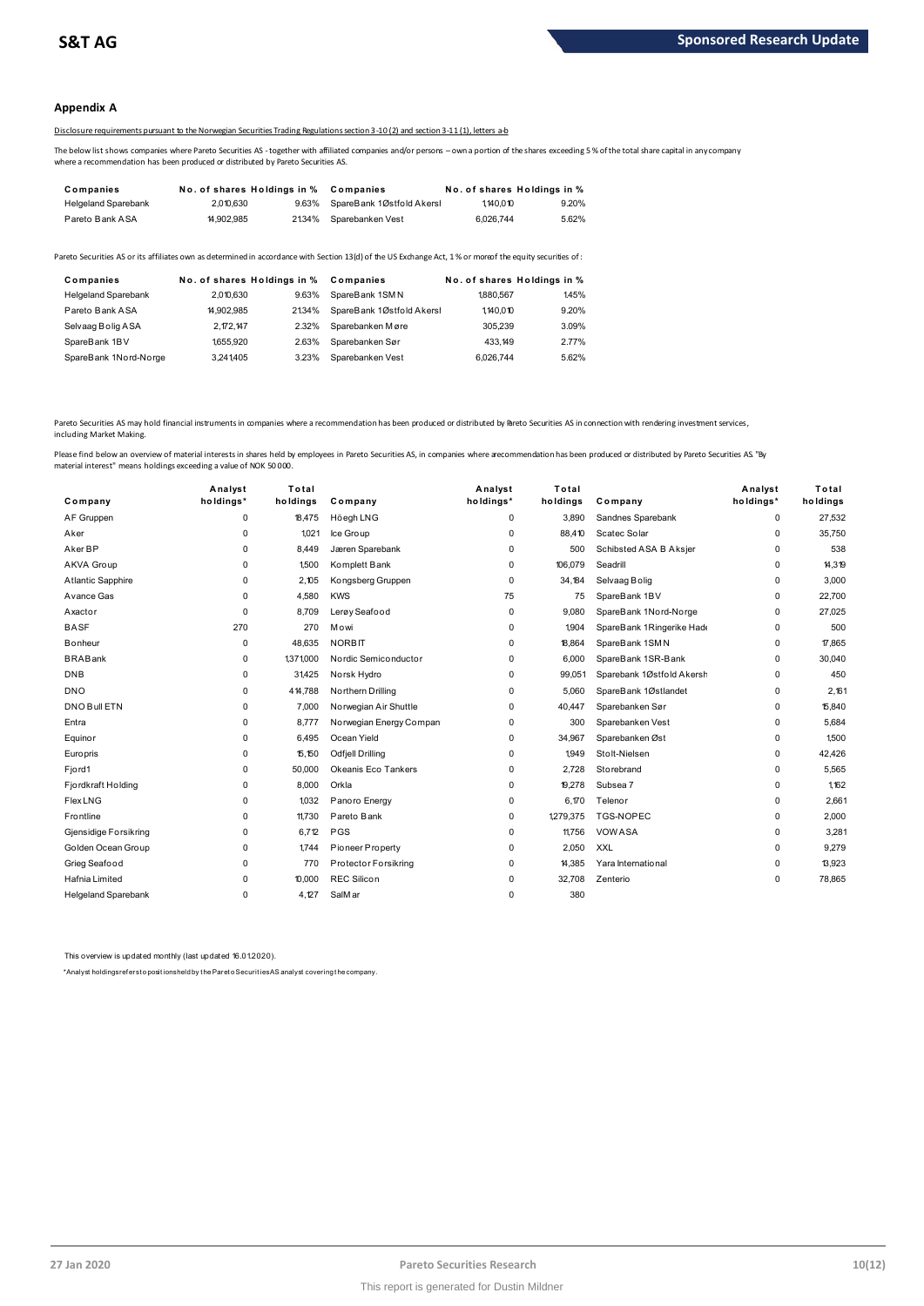## Appendix A

Disclosure requirements pursuant to the Norwegian Securities Trading Regulations section 3-10 (2) and section 3-11 (1), letters a-b

The below list shows companies where Pareto Securities AS - together with affiliated companies and/or persons – own a portion of the shares exceeding 5 % of the total share capital in any company where a recommendation has been produced or distributed by Pareto Securities AS.

| Companies | No. of shares | Holdings in % | Companies | No. of shares | Holdings in % |
|---|---|---|---|---|---|
| Helgeland Sparebank | 2,010,630 | 9.63% | SpareBank 1Østfold Akersl | 1,140,010 | 9.20% |
| Pareto Bank ASA | 14,902,985 | 21.34% | Sparebanken Vest | 6,026,744 | 5.62% |

Pareto Securities AS or its affiliates own as determined in accordance with Section 13(d) of the US Exchange Act, 1 % or more of the equity securities of:

| Companies | No. of shares | Holdings in % | Companies | No. of shares | Holdings in % |
|---|---|---|---|---|---|
| Helgeland Sparebank | 2,010,630 | 9.63% | SpareBank 1SMN | 1,880,567 | 1.45% |
| Pareto Bank ASA | 14,902,985 | 21.34% | SpareBank 1Østfold Akersl | 1,140,010 | 9.20% |
| Selvaag Bolig ASA | 2,172,147 | 2.32% | Sparebanken Møre | 305,239 | 3.09% |
| SpareBank 1BV | 1,655,920 | 2.63% | Sparebanken Sør | 433,149 | 2.77% |
| SpareBank 1Nord-Norge | 3,241,405 | 3.23% | Sparebanken Vest | 6,026,744 | 5.62% |

Pareto Securities AS may hold financial instruments in companies where a recommendation has been produced or distributed by Pareto Securities AS in connection with rendering investment services, including Market Making.

Please find below an overview of material interests in shares held by employees in Pareto Securities AS, in companies where a recommendation has been produced or distributed by Pareto Securities AS. "By material interest" means holdings exceeding a value of NOK 50 000.

| Company | Analyst holdings* | Total holdings | Company | Analyst holdings* | Total holdings | Company | Analyst holdings* | Total holdings |
|---|---|---|---|---|---|---|---|---|
| AF Gruppen | 0 | 18,475 | Höegh LNG | 0 | 3,890 | Sandnes Sparebank | 0 | 27,532 |
| Aker | 0 | 1,021 | Ice Group | 0 | 88,410 | Scatec Solar | 0 | 35,750 |
| Aker BP | 0 | 8,449 | Jæren Sparebank | 0 | 500 | Schibsted ASA B Aksjer | 0 | 538 |
| AKVA Group | 0 | 1,500 | Komplett Bank | 0 | 106,079 | Seadrill | 0 | 14,319 |
| Atlantic Sapphire | 0 | 2,105 | Kongsberg Gruppen | 0 | 34,184 | Selvaag Bolig | 0 | 3,000 |
| Avance Gas | 0 | 4,580 | KWS | 75 | 75 | SpareBank 1BV | 0 | 22,700 |
| Axactor | 0 | 8,709 | Lerøy Seafood | 0 | 9,080 | SpareBank 1Nord-Norge | 0 | 27,025 |
| BASF | 270 | 270 | Mowi | 0 | 1,904 | SpareBank 1Ringerike Hade | 0 | 500 |
| Bonheur | 0 | 48,635 | NORBIT | 0 | 18,864 | SpareBank 1SMN | 0 | 17,865 |
| BRABank | 0 | 1,371,000 | Nordic Semiconductor | 0 | 6,000 | SpareBank 1SR-Bank | 0 | 30,040 |
| DNB | 0 | 31,425 | Norsk Hydro | 0 | 99,051 | Sparebank 1Østfold Akersh | 0 | 450 |
| DNO | 0 | 414,788 | Northern Drilling | 0 | 5,060 | SpareBank 1Østlandet | 0 | 2,161 |
| DNO Bull ETN | 0 | 7,000 | Norwegian Air Shuttle | 0 | 40,447 | Sparebanken Sør | 0 | 15,840 |
| Entra | 0 | 8,777 | Norwegian Energy Compan | 0 | 300 | Sparebanken Vest | 0 | 5,684 |
| Equinor | 0 | 6,495 | Ocean Yield | 0 | 34,967 | Sparebanken Øst | 0 | 1,500 |
| Europris | 0 | 15,150 | Odfjell Drilling | 0 | 1,949 | Stolt-Nielsen | 0 | 42,426 |
| Fjord1 | 0 | 50,000 | Okeanis Eco Tankers | 0 | 2,728 | Storebrand | 0 | 5,565 |
| Fjordkraft Holding | 0 | 8,000 | Orkla | 0 | 19,278 | Subsea 7 | 0 | 1,162 |
| Flex LNG | 0 | 1,032 | Panoro Energy | 0 | 6,170 | Telenor | 0 | 2,661 |
| Frontline | 0 | 11,730 | Pareto Bank | 0 | 1,279,375 | TGS-NOPEC | 0 | 2,000 |
| Gjensidige Forsikring | 0 | 6,712 | PGS | 0 | 11,756 | VOW ASA | 0 | 3,281 |
| Golden Ocean Group | 0 | 1,744 | Pioneer Property | 0 | 2,050 | XXL | 0 | 9,279 |
| Grieg Seafood | 0 | 770 | Protector Forsikring | 0 | 14,385 | Yara International | 0 | 13,923 |
| Hafnia Limited | 0 | 10,000 | REC Silicon | 0 | 32,708 | Zenterio | 0 | 78,865 |
| Helgeland Sparebank | 0 | 4,127 | SalMar | 0 | 380 | | | |

This overview is updated monthly (last updated 16.01.2020).

*Analyst holdings refers to positions held by the Pareto Securities AS analyst covering the company.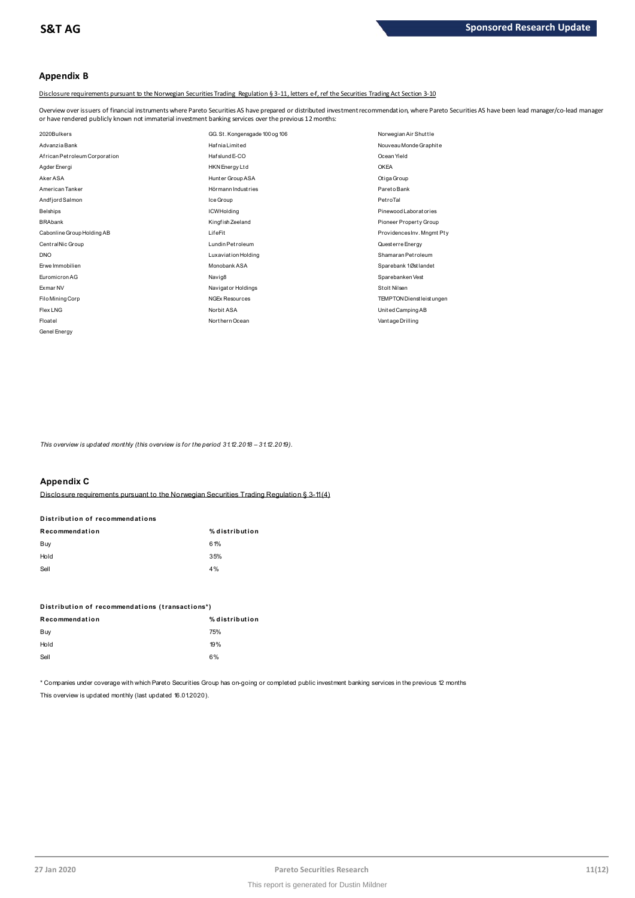## Appendix B

Disclosure requirements pursuant to the Norwegian Securities Trading Regulation § 3-11, letters e-f, ref the Securities Trading Act Section 3-10

Overview over issuers of financial instruments where Pareto Securities AS have prepared or distributed investment recommendation, where Pareto Securities AS have been lead manager/co-lead manager or have rendered publicly known not immaterial investment banking services over the previous 12 months:

- 2020Bulkers
- Advanzia Bank
- African Petroleum Corporation
- Agder Energi
- Aker ASA
- American Tanker
- Andfjord Salmon
- Belships
- BRAbank
- Cabonline Group Holding AB
- CentralNic Group
- DNO
- Erwe Immobilien
- Euromicron AG
- Exmar NV
- Filo Mining Corp
- Flex LNG
- Floatel
- Genel Energy
- GG. St. Kongensgade 100 og 106
- Hafnia Limited
- Hafslund E-CO
- HKN Energy Ltd
- Hunter Group ASA
- Hörmann Industries
- Ice Group
- ICWHolding
- Kingfish Zeeland
- LifeFit
- Lundin Petroleum
- Luxaviation Holding
- Monobank ASA
- Navig8
- Navigator Holdings
- NGEx Resources
- Norbit ASA
- Northern Ocean
- Norwegian Air Shuttle
- Nouveau Monde Graphite
- Ocean Yield
- OKEA
- Otiga Group
- Pareto Bank
- PetroTal
- Pinewood Laboratories
- Pioneer Property Group
- Providences Inv. Mngmt Pty
- Questerre Energy
- Shamaran Petroleum
- Sparebank 1 Østlandet
- Sparebanken Vest
- Stolt Nilsen
- TEMPTON Dienstleistungen
- United Camping AB
- Vantage Drilling

*This overview is updated monthly (this overview is for the period 31.12.2018 – 31.12.2019).*

## Appendix C

Disclosure requirements pursuant to the Norwegian Securities Trading Regulation § 3-11(4)

**Distribution of recommendations**

| Recommendation | % distribution |
|---|---|
| Buy | 61% |
| Hold | 35% |
| Sell | 4% |

**Distribution of recommendations (transactions*)**

| Recommendation | % distribution |
|---|---|
| Buy | 75% |
| Hold | 19% |
| Sell | 6% |

* Companies under coverage with which Pareto Securities Group has on-going or completed public investment banking services in the previous 12 months

This overview is updated monthly (last updated 16.01.2020).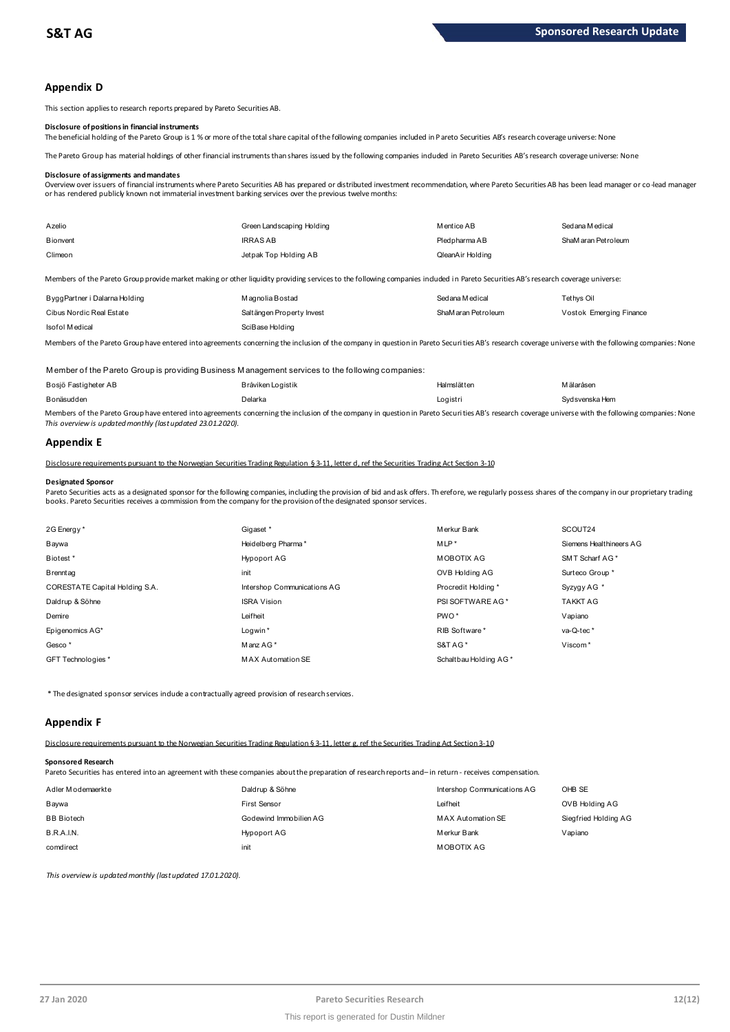## Appendix D

This section applies to research reports prepared by Pareto Securities AB.

**Disclosure of positions in financial instruments**

The beneficial holding of the Pareto Group is 1 % or more of the total share capital of the following companies included in Pareto Securities AB's research coverage universe: None

The Pareto Group has material holdings of other financial instruments than shares issued by the following companies included in Pareto Securities AB's research coverage universe: None

**Disclosure of assignments and mandates**

Overview over issuers of financial instruments where Pareto Securities AB has prepared or distributed investment recommendation, where Pareto Securities AB has been lead manager or co-lead manager or has rendered publicly known not immaterial investment banking services over the previous twelve months:

| | | | |
|---|---|---|---|
| Azelio | Green Landscaping Holding | Mentice AB | Sedana Medical |
| Bionvent | IRRAS AB | Pledpharma AB | ShaMaran Petroleum |
| Climeon | Jetpak Top Holding AB | QleanAir Holding | |

Members of the Pareto Group provide market making or other liquidity providing services to the following companies included in Pareto Securities AB's research coverage universe:

| | | | |
|---|---|---|---|
| ByggPartner i Dalarna Holding | Magnolia Bostad | Sedana Medical | Tethys Oil |
| Cibus Nordic Real Estate | Saltängen Property Invest | ShaMaran Petroleum | Vostok Emerging Finance |
| Isofol Medical | SciBase Holding | | |

Members of the Pareto Group have entered into agreements concerning the inclusion of the company in question in Pareto Securities AB's research coverage universe with the following companies: None

Member of the Pareto Group is providing Business Management services to the following companies:

| | | | |
|---|---|---|---|
| Bosjö Fastigheter AB | Bråviken Logistik | Halmslätten | Mälaråsen |
| Bonäsudden | Delarka | Logistri | Sydsvenska Hem |

Members of the Pareto Group have entered into agreements concerning the inclusion of the company in question in Pareto Securities AB's research coverage universe with the following companies: None

*This overview is updated monthly (last updated 23.01.2020).*

## Appendix E

Disclosure requirements pursuant to the Norwegian Securities Trading Regulation § 3-11, letter d, ref the Securities Trading Act Section 3-10

**Designated Sponsor**

Pareto Securities acts as a designated sponsor for the following companies, including the provision of bid and ask offers. Therefore, we regularly possess shares of the company in our proprietary trading books. Pareto Securities receives a commission from the company for the provision of the designated sponsor services.

| | | | |
|---|---|---|---|
| 2G Energy * | Gigaset * | Merkur Bank | SCOUT24 |
| Baywa | Heidelberg Pharma * | MLP * | Siemens Healthineers AG |
| Biotest * | Hypoport AG | MOBOTIX AG | SMT Scharf AG * |
| Brenntag | init | OVB Holding AG | Surteco Group * |
| CORESTATE Capital Holding S.A. | Intershop Communications AG | Procredit Holding * | Syzygy AG * |
| Daldrup & Söhne | ISRA Vision | PSI SOFTWARE AG * | TAKKT AG |
| Demire | Leifheit | PWO * | Vapiano |
| Epigenomics AG* | Logwin * | RIB Software * | va-Q-tec * |
| Gesco * | Manz AG * | S&T AG * | Viscom * |
| GFT Technologies * | MAX Automation SE | Schaltbau Holding AG * | |

\* The designated sponsor services include a contractually agreed provision of research services.

## Appendix F

Disclosure requirements pursuant to the Norwegian Securities Trading Regulation § 3-11, letter g, ref the Securities Trading Act Section 3-10

**Sponsored Research**

Pareto Securities has entered into an agreement with these companies about the preparation of research reports and – in return - receives compensation.

| | | | |
|---|---|---|---|
| Adler Modemaerkte | Daldrup & Söhne | Intershop Communications AG | OHB SE |
| Baywa | First Sensor | Leifheit | OVB Holding AG |
| BB Biotech | Godewind Immobilien AG | MAX Automation SE | Siegfried Holding AG |
| B.R.A.I.N. | Hypoport AG | Merkur Bank | Vapiano |
| comdirect | init | MOBOTIX AG | |

*This overview is updated monthly (last updated 17.01.2020).*